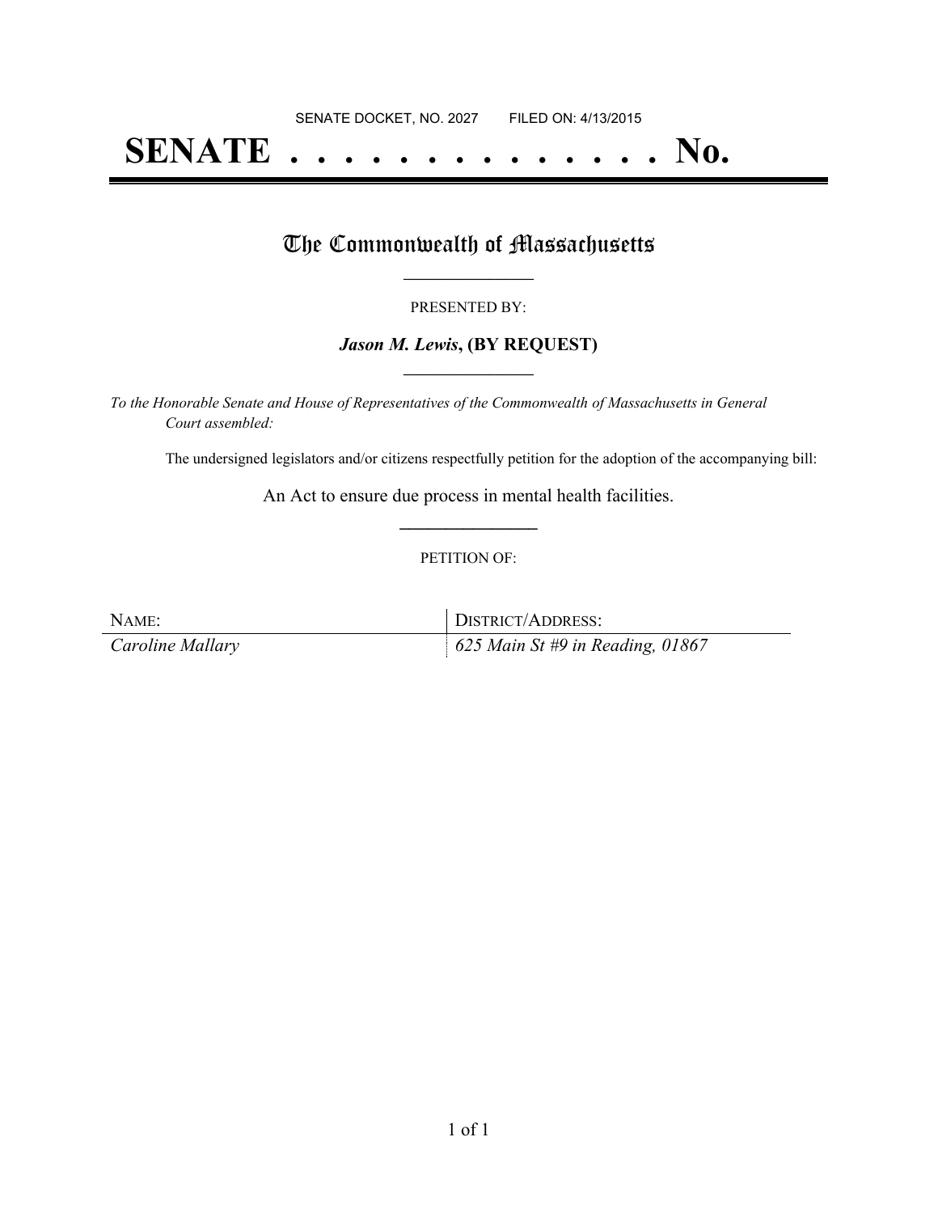SENATE DOCKET, NO. 2027        FILED ON: 4/13/2015

# SENATE . . . . . . . . . . . . . . No.

## The Commonwealth of Massachusetts

PRESENTED BY:

***Jason M. Lewis*, (BY REQUEST)**

*To the Honorable Senate and House of Representatives of the Commonwealth of Massachusetts in General Court assembled:*

The undersigned legislators and/or citizens respectfully petition for the adoption of the accompanying bill:

An Act to ensure due process in mental health facilities.

PETITION OF:

| NAME: | DISTRICT/ADDRESS: |
| --- | --- |
| *Caroline Mallary* | *625 Main St #9 in Reading, 01867* |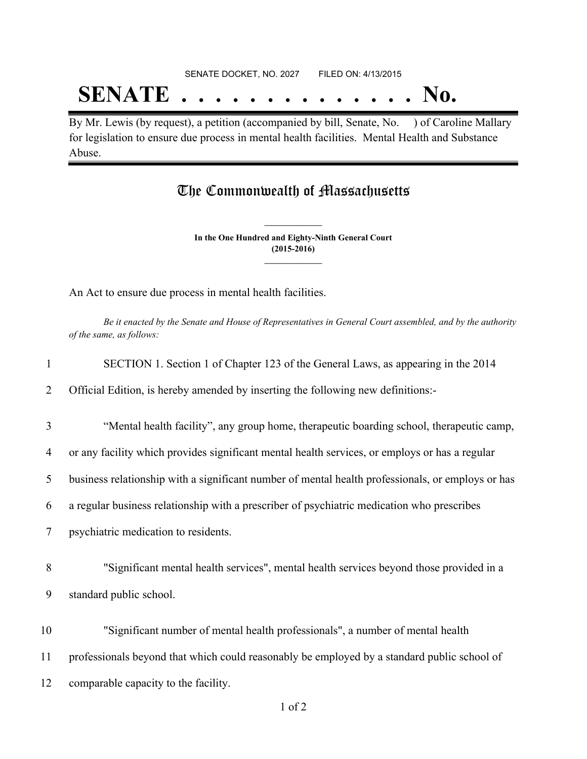SENATE DOCKET, NO. 2027        FILED ON: 4/13/2015

# SENATE . . . . . . . . . . . . . . No.

By Mr. Lewis (by request), a petition (accompanied by bill, Senate, No.     ) of Caroline Mallary for legislation to ensure due process in mental health facilities. Mental Health and Substance Abuse.

## The Commonwealth of Massachusetts

**In the One Hundred and Eighty-Ninth General Court (2015-2016)**

An Act to ensure due process in mental health facilities.

*Be it enacted by the Senate and House of Representatives in General Court assembled, and by the authority of the same, as follows:*

1 SECTION 1. Section 1 of Chapter 123 of the General Laws, as appearing in the 2014
2 Official Edition, is hereby amended by inserting the following new definitions:-

3 "Mental health facility", any group home, therapeutic boarding school, therapeutic camp,
4 or any facility which provides significant mental health services, or employs or has a regular
5 business relationship with a significant number of mental health professionals, or employs or has
6 a regular business relationship with a prescriber of psychiatric medication who prescribes
7 psychiatric medication to residents.

8 "Significant mental health services", mental health services beyond those provided in a
9 standard public school.

10 "Significant number of mental health professionals", a number of mental health
11 professionals beyond that which could reasonably be employed by a standard public school of
12 comparable capacity to the facility.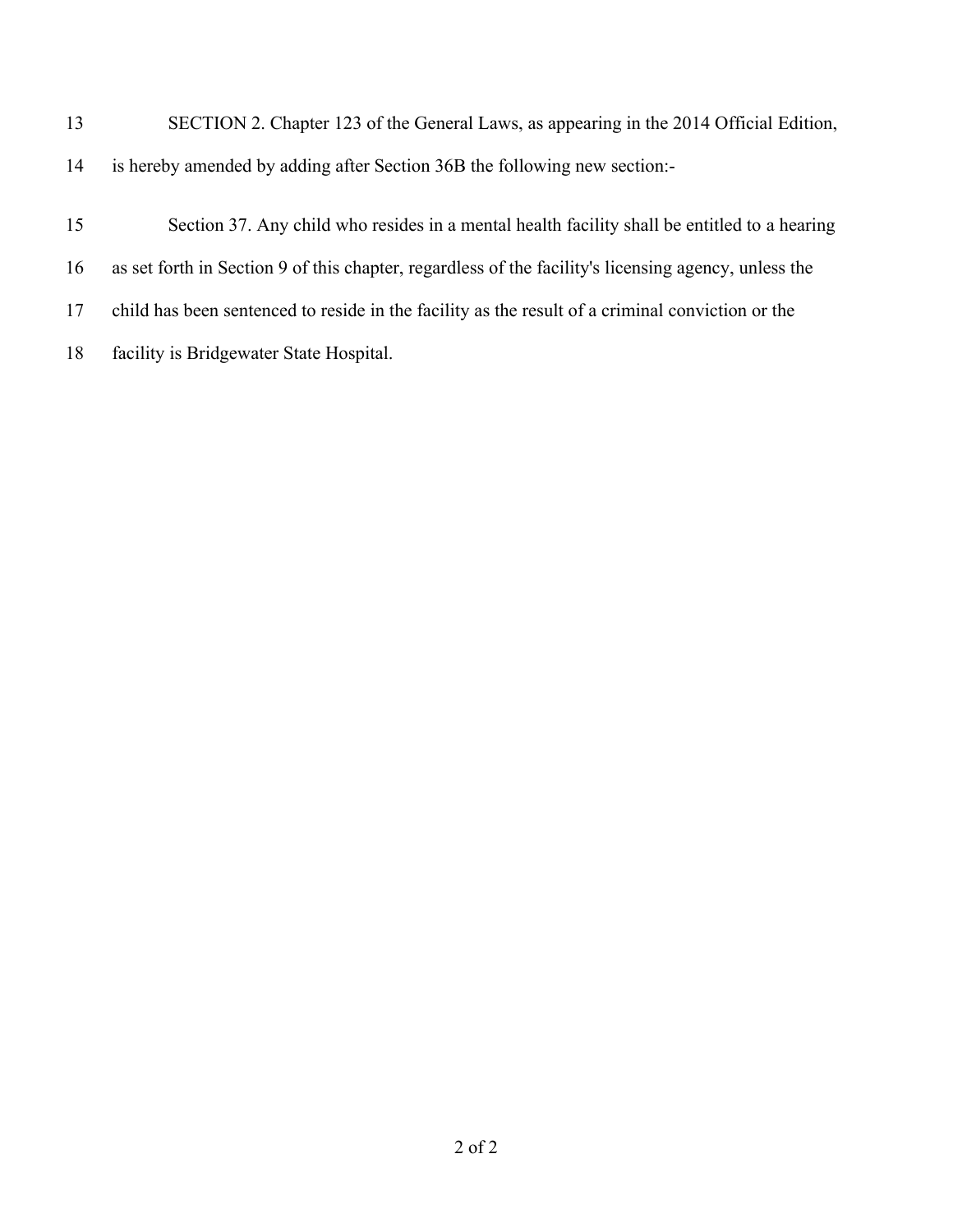SECTION 2. Chapter 123 of the General Laws, as appearing in the 2014 Official Edition, is hereby amended by adding after Section 36B the following new section:-

Section 37. Any child who resides in a mental health facility shall be entitled to a hearing as set forth in Section 9 of this chapter, regardless of the facility's licensing agency, unless the child has been sentenced to reside in the facility as the result of a criminal conviction or the facility is Bridgewater State Hospital.